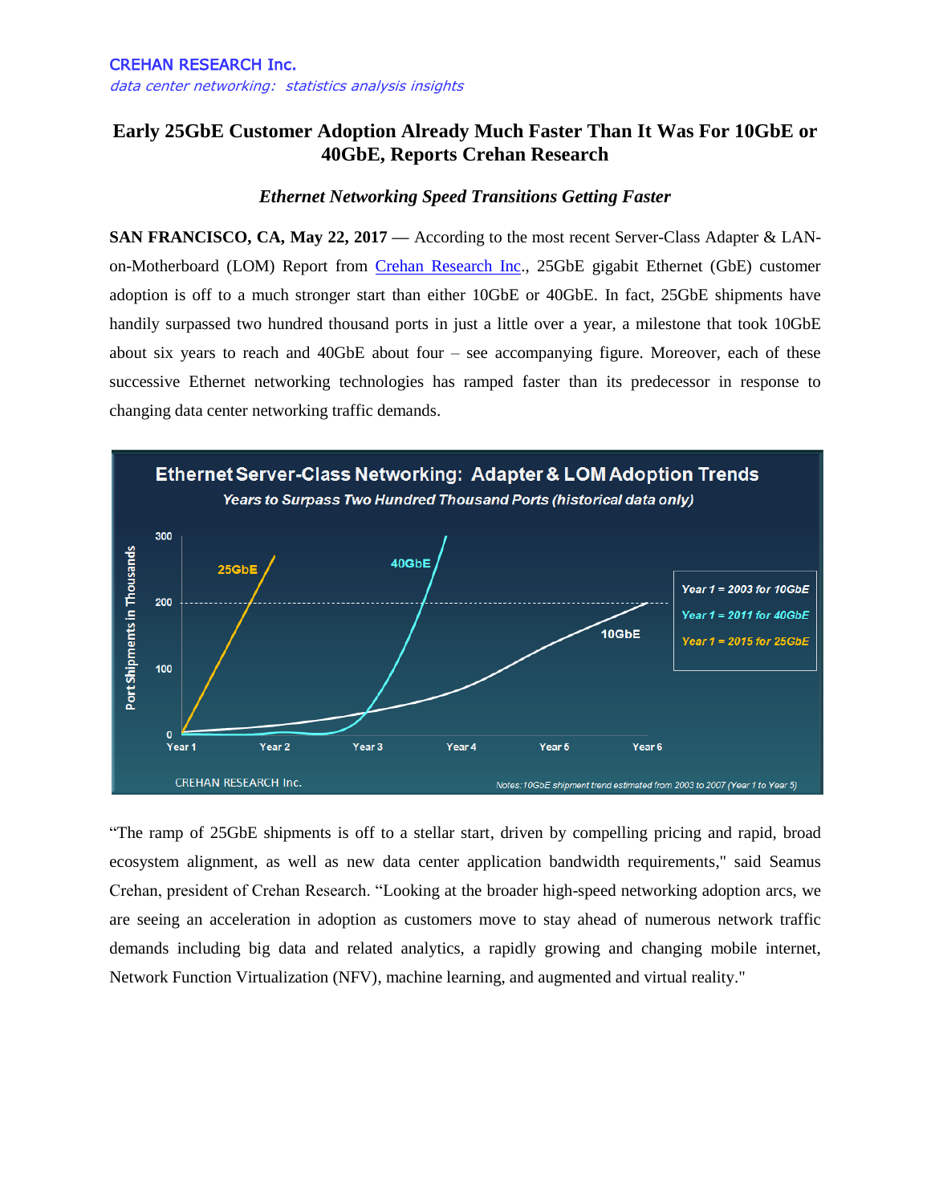CREHAN RESEARCH Inc.

*data center networking: statistics analysis insights*

# Early 25GbE Customer Adoption Already Much Faster Than It Was For 10GbE or 40GbE, Reports Crehan Research

### *Ethernet Networking Speed Transitions Getting Faster*

**SAN FRANCISCO, CA, May 22, 2017** — According to the most recent Server-Class Adapter & LAN-on-Motherboard (LOM) Report from [Crehan Research Inc](#)., 25GbE gigabit Ethernet (GbE) customer adoption is off to a much stronger start than either 10GbE or 40GbE. In fact, 25GbE shipments have handily surpassed two hundred thousand ports in just a little over a year, a milestone that took 10GbE about six years to reach and 40GbE about four – see accompanying figure. Moreover, each of these successive Ethernet networking technologies has ramped faster than its predecessor in response to changing data center networking traffic demands.

**Ethernet Server-Class Networking: Adapter & LOM Adoption Trends**

*Years to Surpass Two Hundred Thousand Ports (historical data only)*

Port Shipments in Thousands (0–300), Year 1 to Year 6. Series: 25GbE, 40GbE, 10GbE.

*Year 1 = 2003 for 10GbE*
*Year 1 = 2011 for 40GbE*
*Year 1 = 2015 for 25GbE*

CREHAN RESEARCH Inc.

*Notes: 10GbE shipment trend estimated from 2003 to 2007 (Year 1 to Year 5)*

"The ramp of 25GbE shipments is off to a stellar start, driven by compelling pricing and rapid, broad ecosystem alignment, as well as new data center application bandwidth requirements," said Seamus Crehan, president of Crehan Research. "Looking at the broader high-speed networking adoption arcs, we are seeing an acceleration in adoption as customers move to stay ahead of numerous network traffic demands including big data and related analytics, a rapidly growing and changing mobile internet, Network Function Virtualization (NFV), machine learning, and augmented and virtual reality."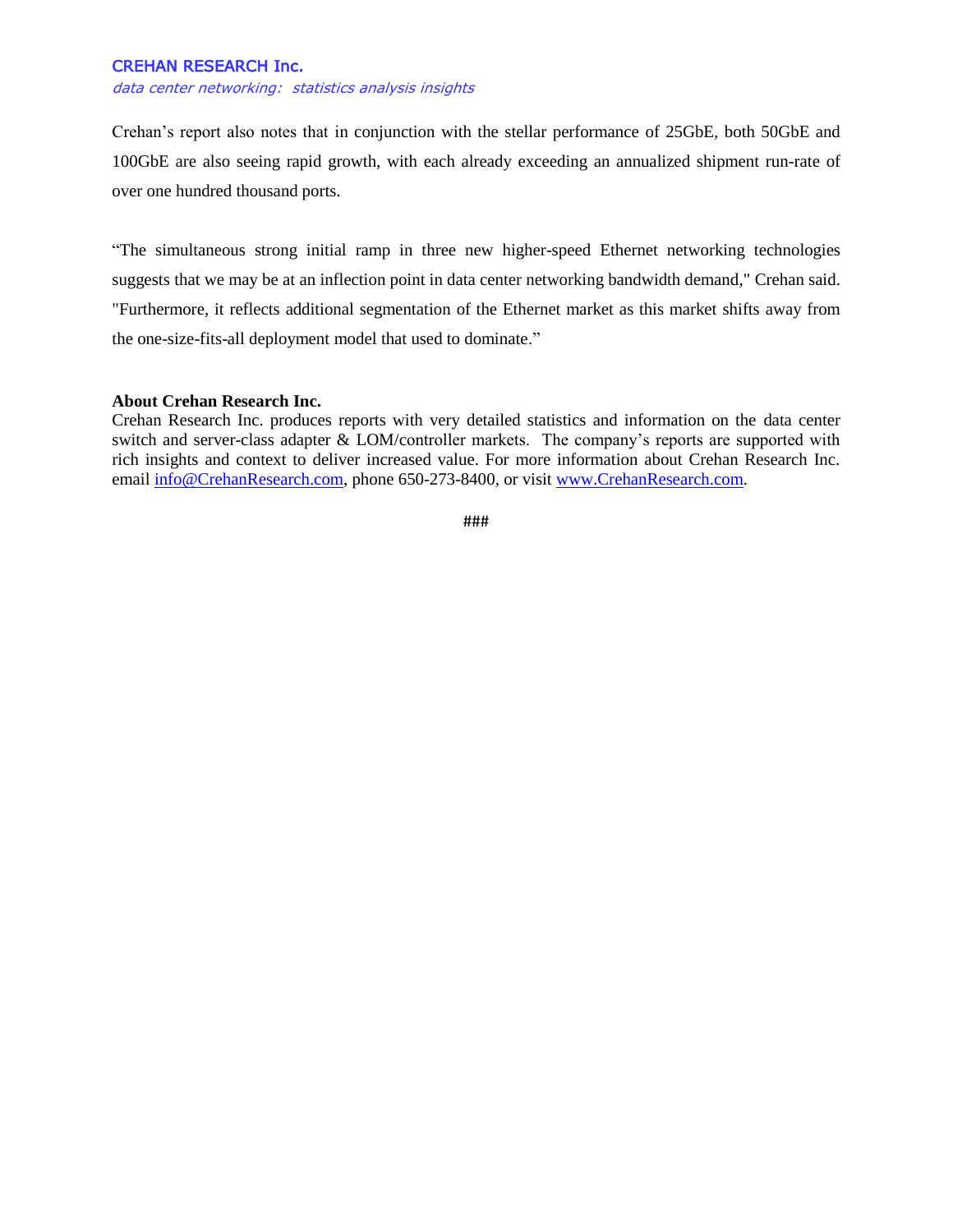Crehan's report also notes that in conjunction with the stellar performance of 25GbE, both 50GbE and 100GbE are also seeing rapid growth, with each already exceeding an annualized shipment run-rate of over one hundred thousand ports.

"The simultaneous strong initial ramp in three new higher-speed Ethernet networking technologies suggests that we may be at an inflection point in data center networking bandwidth demand," Crehan said. "Furthermore, it reflects additional segmentation of the Ethernet market as this market shifts away from the one-size-fits-all deployment model that used to dominate."

**About Crehan Research Inc.**

Crehan Research Inc. produces reports with very detailed statistics and information on the data center switch and server-class adapter & LOM/controller markets. The company's reports are supported with rich insights and context to deliver increased value. For more information about Crehan Research Inc. email info@CrehanResearch.com, phone 650-273-8400, or visit www.CrehanResearch.com.

###